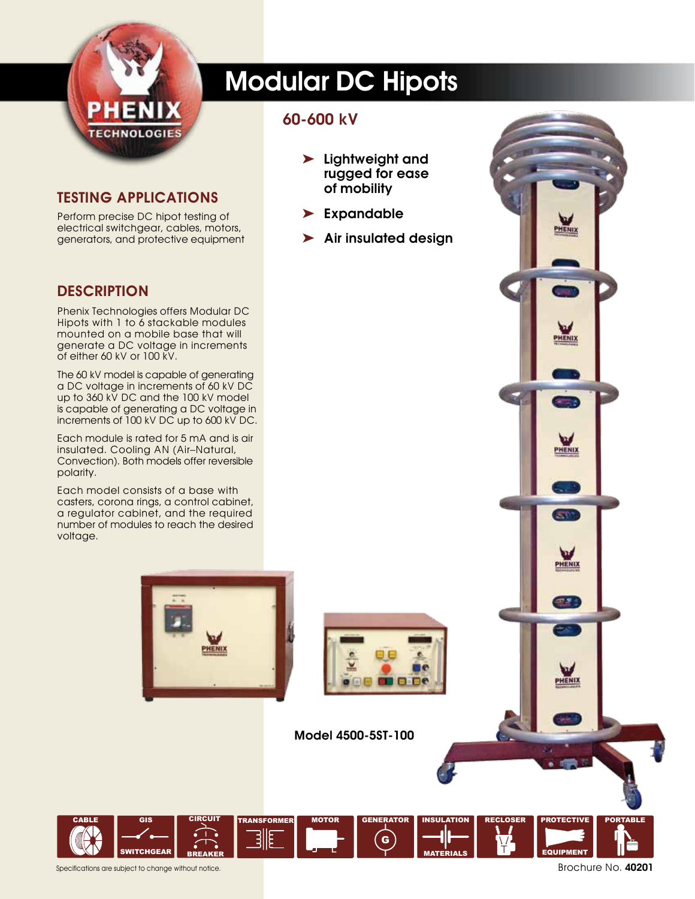# Modular DC Hipots

## 60-600 kV

- Lightweight and rugged for ease of mobility
- Expandable
- Air insulated design

## TESTING APPLICATIONS

Perform precise DC hipot testing of electrical switchgear, cables, motors, generators, and protective equipment

## DESCRIPTION

Phenix Technologies offers Modular DC Hipots with 1 to 6 stackable modules mounted on a mobile base that will generate a DC voltage in increments of either 60 kV or 100 kV.

The 60 kV model is capable of generating a DC voltage in increments of 60 kV DC up to 360 kV DC and the 100 kV model is capable of generating a DC voltage in increments of 100 kV DC up to 600 kV DC.

Each module is rated for 5 mA and is air insulated. Cooling AN (Air–Natural, Convection). Both models offer reversible polarity.

Each model consists of a base with casters, corona rings, a control cabinet, a regulator cabinet, and the required number of modules to reach the desired voltage.

Model 4500-5ST-100

CABLE | GIS SWITCHGEAR | CIRCUIT BREAKER | TRANSFORMER | MOTOR | GENERATOR | INSULATION MATERIALS | RECLOSER | PROTECTIVE EQUIPMENT | PORTABLE

Specifications are subject to change without notice.

Brochure No. **40201**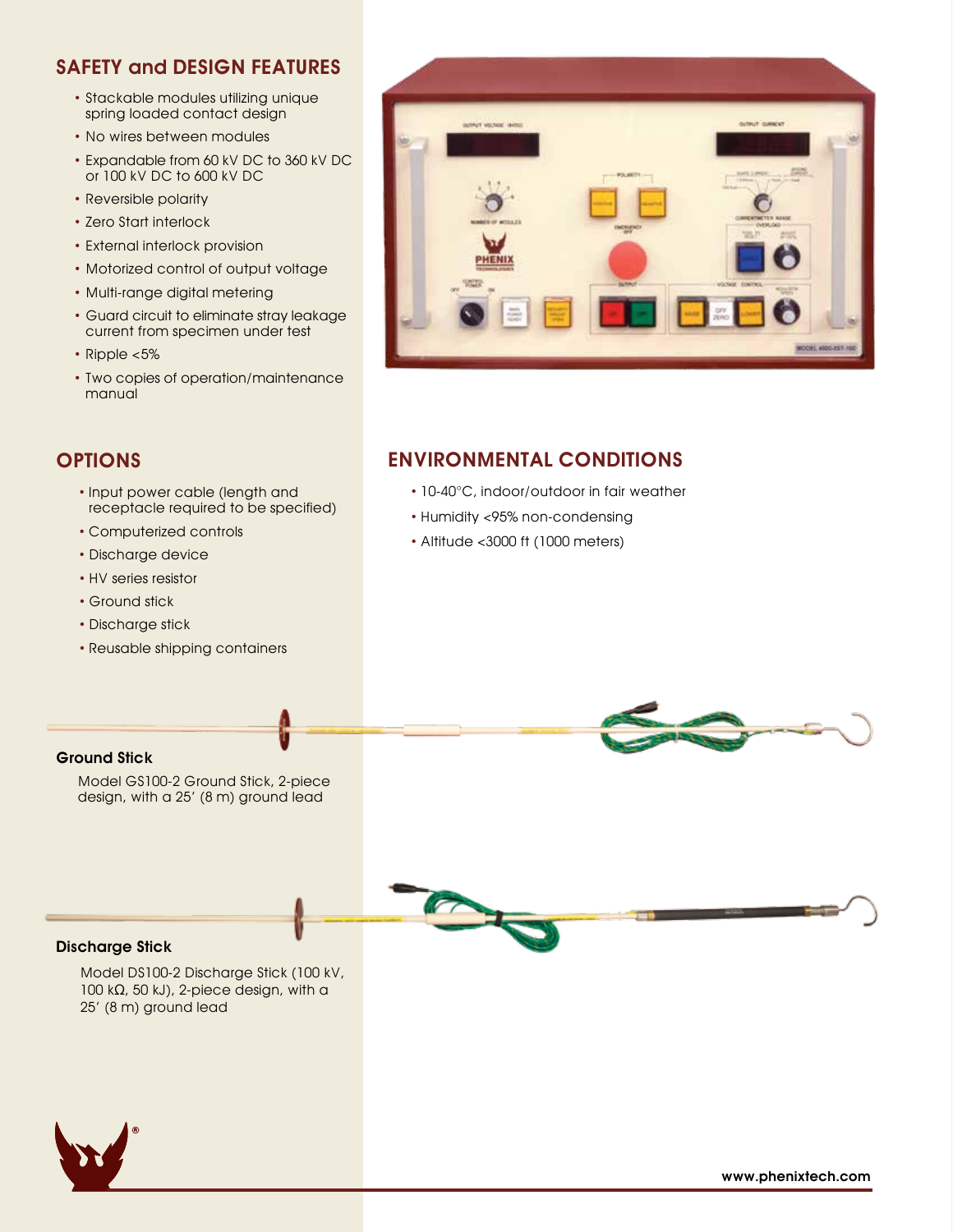## SAFETY and DESIGN FEATURES

- Stackable modules utilizing unique spring loaded contact design
- No wires between modules
- Expandable from 60 kV DC to 360 kV DC or 100 kV DC to 600 kV DC
- Reversible polarity
- Zero Start interlock
- External interlock provision
- Motorized control of output voltage
- Multi-range digital metering
- Guard circuit to eliminate stray leakage current from specimen under test
- Ripple <5%
- Two copies of operation/maintenance manual

## OPTIONS

- Input power cable (length and receptacle required to be specified)
- Computerized controls
- Discharge device
- HV series resistor
- Ground stick
- Discharge stick
- Reusable shipping containers

## ENVIRONMENTAL CONDITIONS

- 10-40°C, indoor/outdoor in fair weather
- Humidity <95% non-condensing
- Altitude <3000 ft (1000 meters)

**Ground Stick**

Model GS100-2 Ground Stick, 2-piece design, with a 25′ (8 m) ground lead

**Discharge Stick**

Model DS100-2 Discharge Stick (100 kV, 100 kΩ, 50 kJ), 2-piece design, with a 25′ (8 m) ground lead

www.phenixtech.com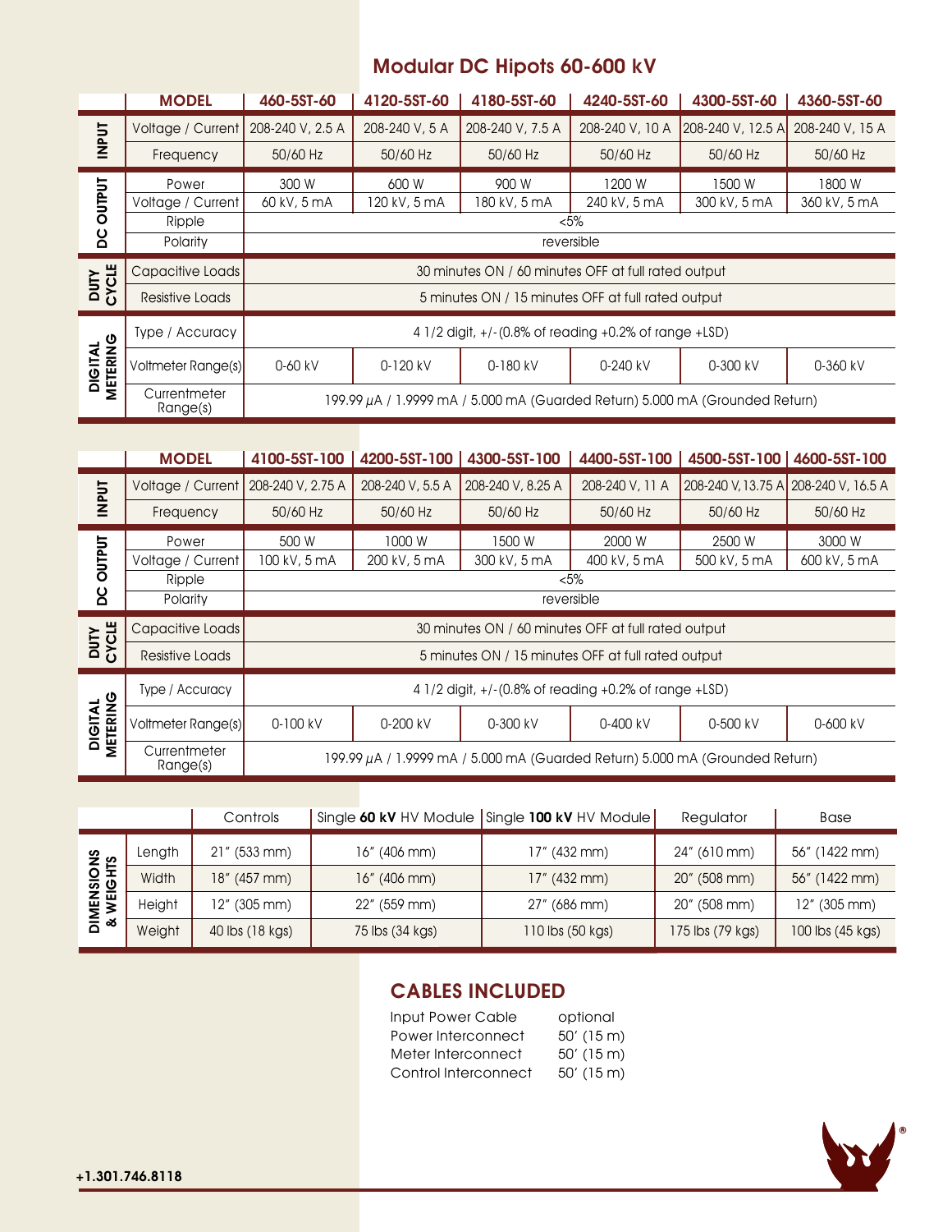## Modular DC Hipots 60-600 kV

| | MODEL | 460-5ST-60 | 4120-5ST-60 | 4180-5ST-60 | 4240-5ST-60 | 4300-5ST-60 | 4360-5ST-60 |
|---|---|---|---|---|---|---|---|
| INPUT | Voltage / Current | 208-240 V, 2.5 A | 208-240 V, 5 A | 208-240 V, 7.5 A | 208-240 V, 10 A | 208-240 V, 12.5 A | 208-240 V, 15 A |
| | Frequency | 50/60 Hz | 50/60 Hz | 50/60 Hz | 50/60 Hz | 50/60 Hz | 50/60 Hz |
| DC OUTPUT | Power | 300 W | 600 W | 900 W | 1200 W | 1500 W | 1800 W |
| | Voltage / Current | 60 kV, 5 mA | 120 kV, 5 mA | 180 kV, 5 mA | 240 kV, 5 mA | 300 kV, 5 mA | 360 kV, 5 mA |
| | Ripple | <5% | | | | | |
| | Polarity | reversible | | | | | |
| DUTY CYCLE | Capacitive Loads | 30 minutes ON / 60 minutes OFF at full rated output | | | | | |
| | Resistive Loads | 5 minutes ON / 15 minutes OFF at full rated output | | | | | |
| DIGITAL METERING | Type / Accuracy | 4 1/2 digit, +/-(0.8% of reading +0.2% of range +LSD) | | | | | |
| | Voltmeter Range(s) | 0-60 kV | 0-120 kV | 0-180 kV | 0-240 kV | 0-300 kV | 0-360 kV |
| | Currentmeter Range(s) | 199.99 µA / 1.9999 mA / 5.000 mA (Guarded Return) 5.000 mA (Grounded Return) | | | | | |

| | MODEL | 4100-5ST-100 | 4200-5ST-100 | 4300-5ST-100 | 4400-5ST-100 | 4500-5ST-100 | 4600-5ST-100 |
|---|---|---|---|---|---|---|---|
| INPUT | Voltage / Current | 208-240 V, 2.75 A | 208-240 V, 5.5 A | 208-240 V, 8.25 A | 208-240 V, 11 A | 208-240 V, 13.75 A | 208-240 V, 16.5 A |
| | Frequency | 50/60 Hz | 50/60 Hz | 50/60 Hz | 50/60 Hz | 50/60 Hz | 50/60 Hz |
| DC OUTPUT | Power | 500 W | 1000 W | 1500 W | 2000 W | 2500 W | 3000 W |
| | Voltage / Current | 100 kV, 5 mA | 200 kV, 5 mA | 300 kV, 5 mA | 400 kV, 5 mA | 500 kV, 5 mA | 600 kV, 5 mA |
| | Ripple | <5% | | | | | |
| | Polarity | reversible | | | | | |
| DUTY CYCLE | Capacitive Loads | 30 minutes ON / 60 minutes OFF at full rated output | | | | | |
| | Resistive Loads | 5 minutes ON / 15 minutes OFF at full rated output | | | | | |
| DIGITAL METERING | Type / Accuracy | 4 1/2 digit, +/-(0.8% of reading +0.2% of range +LSD) | | | | | |
| | Voltmeter Range(s) | 0-100 kV | 0-200 kV | 0-300 kV | 0-400 kV | 0-500 kV | 0-600 kV |
| | Currentmeter Range(s) | 199.99 µA / 1.9999 mA / 5.000 mA (Guarded Return) 5.000 mA (Grounded Return) | | | | | |

| | | Controls | Single **60 kV** HV Module | Single **100 kV** HV Module | Regulator | Base |
|---|---|---|---|---|---|---|
| DIMENSIONS & WEIGHTS | Length | 21" (533 mm) | 16" (406 mm) | 17" (432 mm) | 24" (610 mm) | 56" (1422 mm) |
| | Width | 18" (457 mm) | 16" (406 mm) | 17" (432 mm) | 20" (508 mm) | 56" (1422 mm) |
| | Height | 12" (305 mm) | 22" (559 mm) | 27" (686 mm) | 20" (508 mm) | 12" (305 mm) |
| | Weight | 40 lbs (18 kgs) | 75 lbs (34 kgs) | 110 lbs (50 kgs) | 175 lbs (79 kgs) | 100 lbs (45 kgs) |

## CABLES INCLUDED

| | |
|---|---|
| Input Power Cable | optional |
| Power Interconnect | 50' (15 m) |
| Meter Interconnect | 50' (15 m) |
| Control Interconnect | 50' (15 m) |

+1.301.746.8118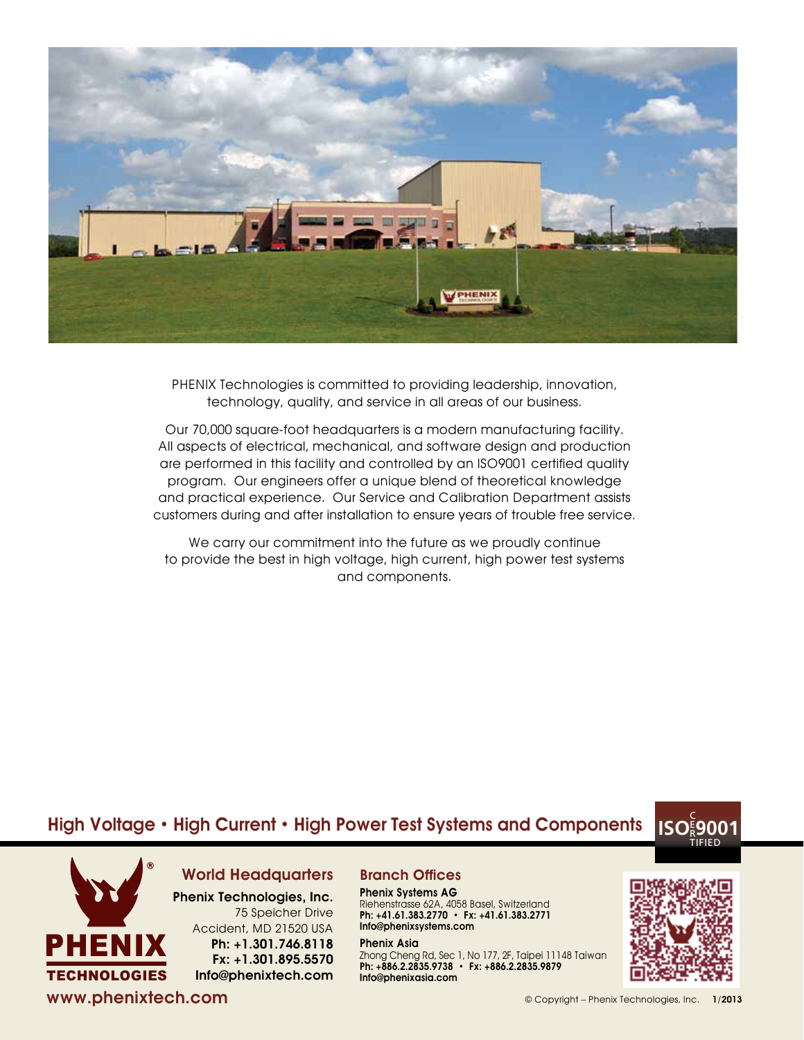PHENIX Technologies is committed to providing leadership, innovation, technology, quality, and service in all areas of our business.

Our 70,000 square-foot headquarters is a modern manufacturing facility. All aspects of electrical, mechanical, and software design and production are performed in this facility and controlled by an ISO9001 certified quality program. Our engineers offer a unique blend of theoretical knowledge and practical experience. Our Service and Calibration Department assists customers during and after installation to ensure years of trouble free service.

We carry our commitment into the future as we proudly continue to provide the best in high voltage, high current, high power test systems and components.

## High Voltage • High Current • High Power Test Systems and Components

ISO 9001 CERTIFIED

PHENIX TECHNOLOGIES

### World Headquarters

**Phenix Technologies, Inc.**
75 Speicher Drive
Accident, MD 21520 USA
**Ph: +1.301.746.8118**
**Fx: +1.301.895.5570**
**Info@phenixtech.com**

### Branch Offices

**Phenix Systems AG**
Riehenstrasse 62A, 4058 Basel, Switzerland
**Ph: +41.61.383.2770 • Fx: +41.61.383.2771**
**Info@phenixsystems.com**

**Phenix Asia**
Zhong Cheng Rd, Sec 1, No 177, 2F, Taipei 11148 Taiwan
**Ph: +886.2.2835.9738 • Fx: +886.2.2835.9879**
**Info@phenixasia.com**

**www.phenixtech.com**

© Copyright – Phenix Technologies, Inc. **1/2013**